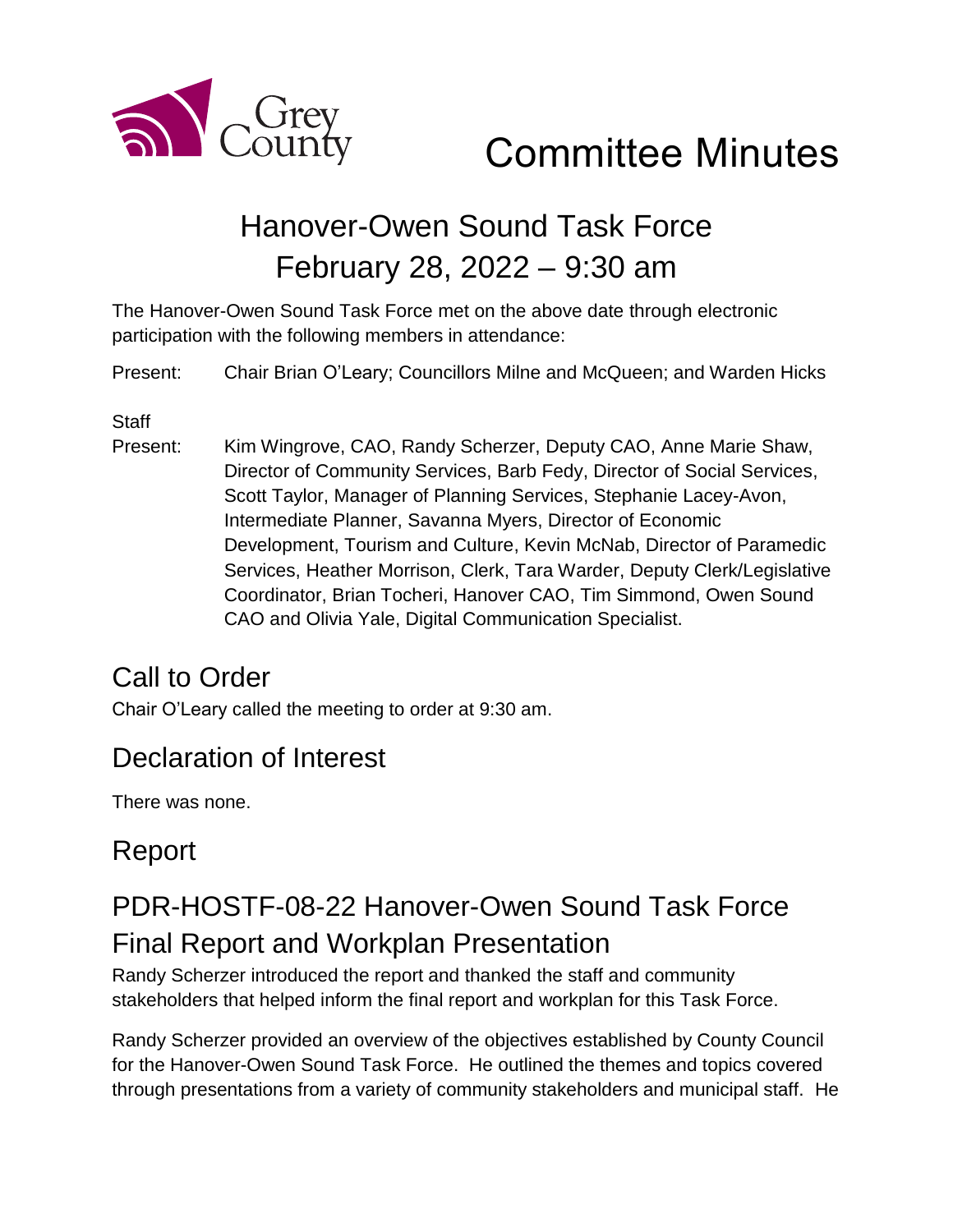# Committee Minutes

## Hanover-Owen Sound Task Force
## February 28, 2022 – 9:30 am

The Hanover-Owen Sound Task Force met on the above date through electronic participation with the following members in attendance:

Present: Chair Brian O'Leary; Councillors Milne and McQueen; and Warden Hicks

Staff Present: Kim Wingrove, CAO, Randy Scherzer, Deputy CAO, Anne Marie Shaw, Director of Community Services, Barb Fedy, Director of Social Services, Scott Taylor, Manager of Planning Services, Stephanie Lacey-Avon, Intermediate Planner, Savanna Myers, Director of Economic Development, Tourism and Culture, Kevin McNab, Director of Paramedic Services, Heather Morrison, Clerk, Tara Warder, Deputy Clerk/Legislative Coordinator, Brian Tocheri, Hanover CAO, Tim Simmond, Owen Sound CAO and Olivia Yale, Digital Communication Specialist.

## Call to Order

Chair O'Leary called the meeting to order at 9:30 am.

## Declaration of Interest

There was none.

## Report

## PDR-HOSTF-08-22 Hanover-Owen Sound Task Force Final Report and Workplan Presentation

Randy Scherzer introduced the report and thanked the staff and community stakeholders that helped inform the final report and workplan for this Task Force.

Randy Scherzer provided an overview of the objectives established by County Council for the Hanover-Owen Sound Task Force. He outlined the themes and topics covered through presentations from a variety of community stakeholders and municipal staff. He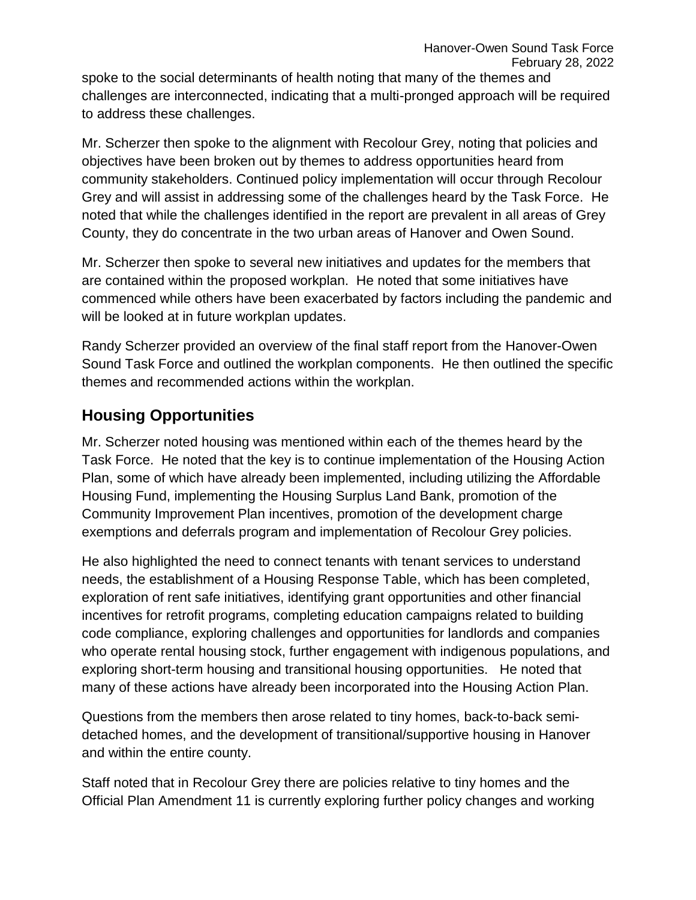spoke to the social determinants of health noting that many of the themes and challenges are interconnected, indicating that a multi-pronged approach will be required to address these challenges.

Mr. Scherzer then spoke to the alignment with Recolour Grey, noting that policies and objectives have been broken out by themes to address opportunities heard from community stakeholders. Continued policy implementation will occur through Recolour Grey and will assist in addressing some of the challenges heard by the Task Force. He noted that while the challenges identified in the report are prevalent in all areas of Grey County, they do concentrate in the two urban areas of Hanover and Owen Sound.

Mr. Scherzer then spoke to several new initiatives and updates for the members that are contained within the proposed workplan. He noted that some initiatives have commenced while others have been exacerbated by factors including the pandemic and will be looked at in future workplan updates.

Randy Scherzer provided an overview of the final staff report from the Hanover-Owen Sound Task Force and outlined the workplan components. He then outlined the specific themes and recommended actions within the workplan.

## Housing Opportunities

Mr. Scherzer noted housing was mentioned within each of the themes heard by the Task Force. He noted that the key is to continue implementation of the Housing Action Plan, some of which have already been implemented, including utilizing the Affordable Housing Fund, implementing the Housing Surplus Land Bank, promotion of the Community Improvement Plan incentives, promotion of the development charge exemptions and deferrals program and implementation of Recolour Grey policies.

He also highlighted the need to connect tenants with tenant services to understand needs, the establishment of a Housing Response Table, which has been completed, exploration of rent safe initiatives, identifying grant opportunities and other financial incentives for retrofit programs, completing education campaigns related to building code compliance, exploring challenges and opportunities for landlords and companies who operate rental housing stock, further engagement with indigenous populations, and exploring short-term housing and transitional housing opportunities. He noted that many of these actions have already been incorporated into the Housing Action Plan.

Questions from the members then arose related to tiny homes, back-to-back semi-detached homes, and the development of transitional/supportive housing in Hanover and within the entire county.

Staff noted that in Recolour Grey there are policies relative to tiny homes and the Official Plan Amendment 11 is currently exploring further policy changes and working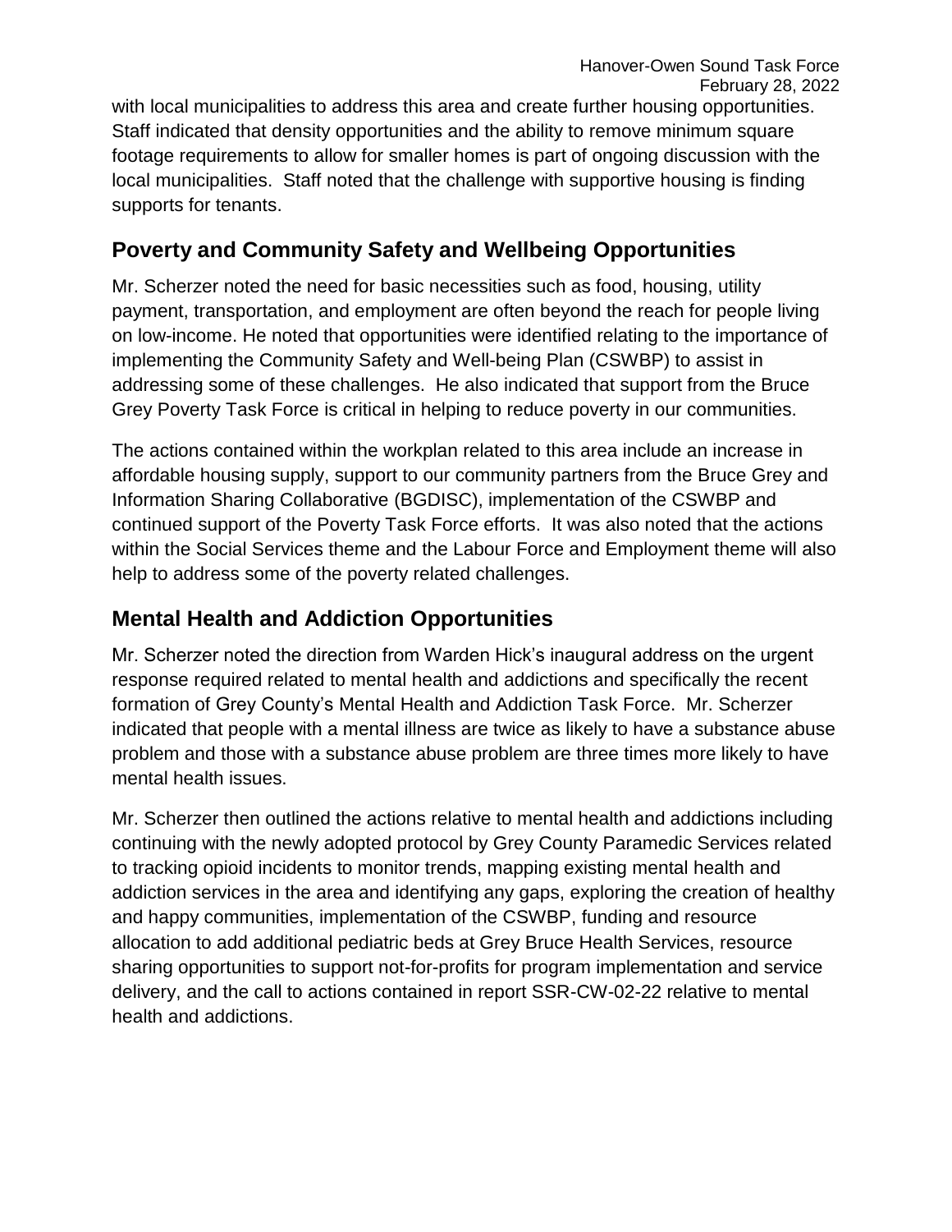with local municipalities to address this area and create further housing opportunities. Staff indicated that density opportunities and the ability to remove minimum square footage requirements to allow for smaller homes is part of ongoing discussion with the local municipalities. Staff noted that the challenge with supportive housing is finding supports for tenants.

## Poverty and Community Safety and Wellbeing Opportunities

Mr. Scherzer noted the need for basic necessities such as food, housing, utility payment, transportation, and employment are often beyond the reach for people living on low-income. He noted that opportunities were identified relating to the importance of implementing the Community Safety and Well-being Plan (CSWBP) to assist in addressing some of these challenges. He also indicated that support from the Bruce Grey Poverty Task Force is critical in helping to reduce poverty in our communities.

The actions contained within the workplan related to this area include an increase in affordable housing supply, support to our community partners from the Bruce Grey and Information Sharing Collaborative (BGDISC), implementation of the CSWBP and continued support of the Poverty Task Force efforts. It was also noted that the actions within the Social Services theme and the Labour Force and Employment theme will also help to address some of the poverty related challenges.

## Mental Health and Addiction Opportunities

Mr. Scherzer noted the direction from Warden Hick's inaugural address on the urgent response required related to mental health and addictions and specifically the recent formation of Grey County's Mental Health and Addiction Task Force. Mr. Scherzer indicated that people with a mental illness are twice as likely to have a substance abuse problem and those with a substance abuse problem are three times more likely to have mental health issues.

Mr. Scherzer then outlined the actions relative to mental health and addictions including continuing with the newly adopted protocol by Grey County Paramedic Services related to tracking opioid incidents to monitor trends, mapping existing mental health and addiction services in the area and identifying any gaps, exploring the creation of healthy and happy communities, implementation of the CSWBP, funding and resource allocation to add additional pediatric beds at Grey Bruce Health Services, resource sharing opportunities to support not-for-profits for program implementation and service delivery, and the call to actions contained in report SSR-CW-02-22 relative to mental health and addictions.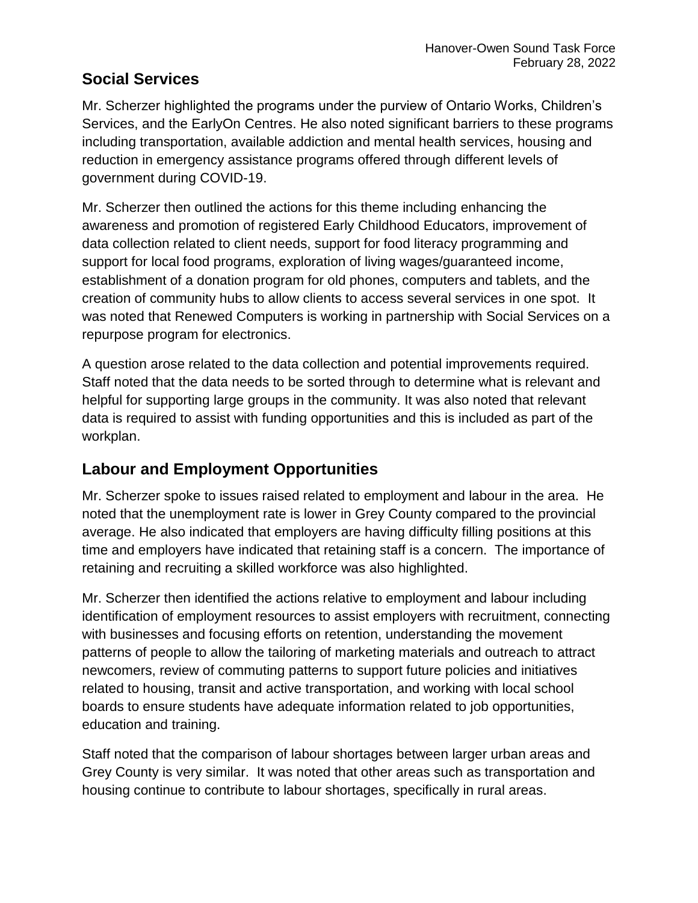## Social Services

Mr. Scherzer highlighted the programs under the purview of Ontario Works, Children's Services, and the EarlyOn Centres. He also noted significant barriers to these programs including transportation, available addiction and mental health services, housing and reduction in emergency assistance programs offered through different levels of government during COVID-19.

Mr. Scherzer then outlined the actions for this theme including enhancing the awareness and promotion of registered Early Childhood Educators, improvement of data collection related to client needs, support for food literacy programming and support for local food programs, exploration of living wages/guaranteed income, establishment of a donation program for old phones, computers and tablets, and the creation of community hubs to allow clients to access several services in one spot. It was noted that Renewed Computers is working in partnership with Social Services on a repurpose program for electronics.

A question arose related to the data collection and potential improvements required. Staff noted that the data needs to be sorted through to determine what is relevant and helpful for supporting large groups in the community. It was also noted that relevant data is required to assist with funding opportunities and this is included as part of the workplan.

## Labour and Employment Opportunities

Mr. Scherzer spoke to issues raised related to employment and labour in the area. He noted that the unemployment rate is lower in Grey County compared to the provincial average. He also indicated that employers are having difficulty filling positions at this time and employers have indicated that retaining staff is a concern. The importance of retaining and recruiting a skilled workforce was also highlighted.

Mr. Scherzer then identified the actions relative to employment and labour including identification of employment resources to assist employers with recruitment, connecting with businesses and focusing efforts on retention, understanding the movement patterns of people to allow the tailoring of marketing materials and outreach to attract newcomers, review of commuting patterns to support future policies and initiatives related to housing, transit and active transportation, and working with local school boards to ensure students have adequate information related to job opportunities, education and training.

Staff noted that the comparison of labour shortages between larger urban areas and Grey County is very similar. It was noted that other areas such as transportation and housing continue to contribute to labour shortages, specifically in rural areas.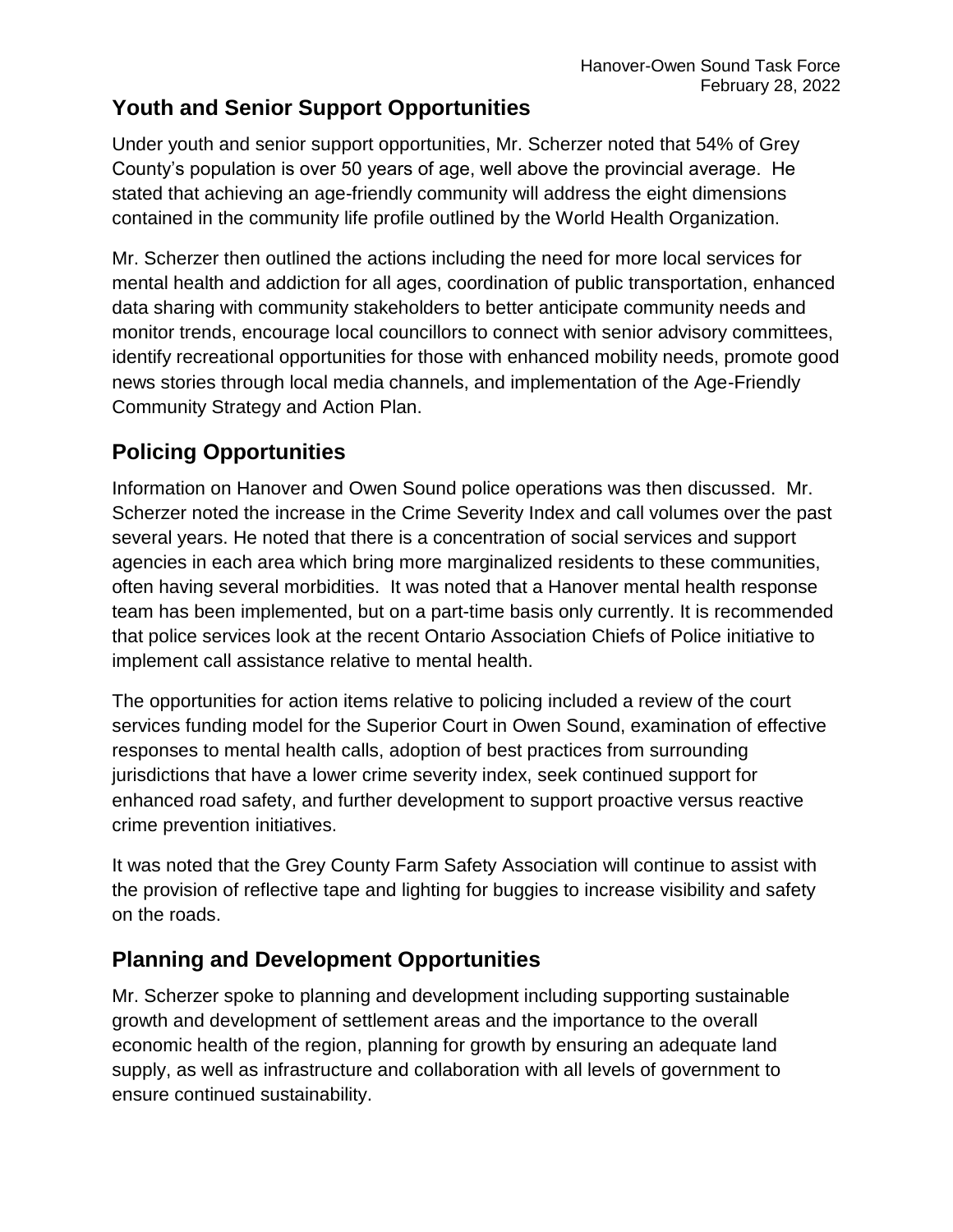## Youth and Senior Support Opportunities

Under youth and senior support opportunities, Mr. Scherzer noted that 54% of Grey County's population is over 50 years of age, well above the provincial average. He stated that achieving an age-friendly community will address the eight dimensions contained in the community life profile outlined by the World Health Organization.

Mr. Scherzer then outlined the actions including the need for more local services for mental health and addiction for all ages, coordination of public transportation, enhanced data sharing with community stakeholders to better anticipate community needs and monitor trends, encourage local councillors to connect with senior advisory committees, identify recreational opportunities for those with enhanced mobility needs, promote good news stories through local media channels, and implementation of the Age-Friendly Community Strategy and Action Plan.

## Policing Opportunities

Information on Hanover and Owen Sound police operations was then discussed. Mr. Scherzer noted the increase in the Crime Severity Index and call volumes over the past several years. He noted that there is a concentration of social services and support agencies in each area which bring more marginalized residents to these communities, often having several morbidities. It was noted that a Hanover mental health response team has been implemented, but on a part-time basis only currently. It is recommended that police services look at the recent Ontario Association Chiefs of Police initiative to implement call assistance relative to mental health.

The opportunities for action items relative to policing included a review of the court services funding model for the Superior Court in Owen Sound, examination of effective responses to mental health calls, adoption of best practices from surrounding jurisdictions that have a lower crime severity index, seek continued support for enhanced road safety, and further development to support proactive versus reactive crime prevention initiatives.

It was noted that the Grey County Farm Safety Association will continue to assist with the provision of reflective tape and lighting for buggies to increase visibility and safety on the roads.

## Planning and Development Opportunities

Mr. Scherzer spoke to planning and development including supporting sustainable growth and development of settlement areas and the importance to the overall economic health of the region, planning for growth by ensuring an adequate land supply, as well as infrastructure and collaboration with all levels of government to ensure continued sustainability.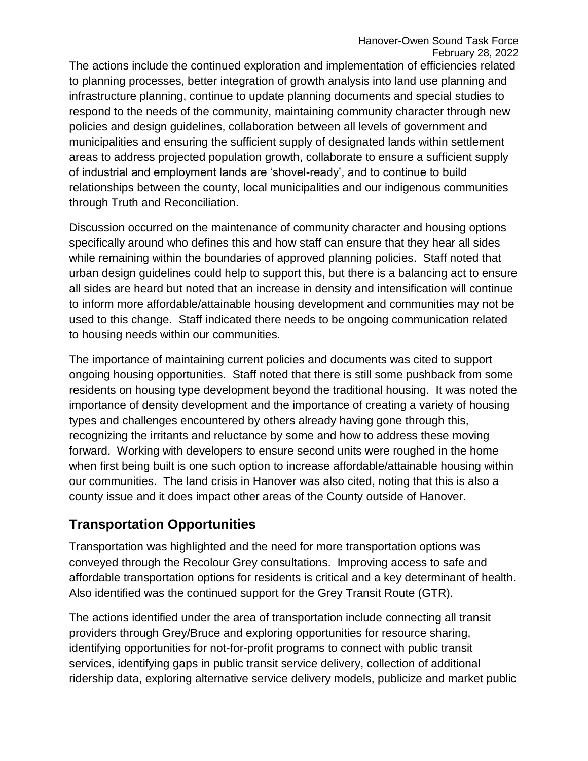The actions include the continued exploration and implementation of efficiencies related to planning processes, better integration of growth analysis into land use planning and infrastructure planning, continue to update planning documents and special studies to respond to the needs of the community, maintaining community character through new policies and design guidelines, collaboration between all levels of government and municipalities and ensuring the sufficient supply of designated lands within settlement areas to address projected population growth, collaborate to ensure a sufficient supply of industrial and employment lands are 'shovel-ready', and to continue to build relationships between the county, local municipalities and our indigenous communities through Truth and Reconciliation.

Discussion occurred on the maintenance of community character and housing options specifically around who defines this and how staff can ensure that they hear all sides while remaining within the boundaries of approved planning policies. Staff noted that urban design guidelines could help to support this, but there is a balancing act to ensure all sides are heard but noted that an increase in density and intensification will continue to inform more affordable/attainable housing development and communities may not be used to this change. Staff indicated there needs to be ongoing communication related to housing needs within our communities.

The importance of maintaining current policies and documents was cited to support ongoing housing opportunities. Staff noted that there is still some pushback from some residents on housing type development beyond the traditional housing. It was noted the importance of density development and the importance of creating a variety of housing types and challenges encountered by others already having gone through this, recognizing the irritants and reluctance by some and how to address these moving forward. Working with developers to ensure second units were roughed in the home when first being built is one such option to increase affordable/attainable housing within our communities. The land crisis in Hanover was also cited, noting that this is also a county issue and it does impact other areas of the County outside of Hanover.

## Transportation Opportunities

Transportation was highlighted and the need for more transportation options was conveyed through the Recolour Grey consultations. Improving access to safe and affordable transportation options for residents is critical and a key determinant of health. Also identified was the continued support for the Grey Transit Route (GTR).

The actions identified under the area of transportation include connecting all transit providers through Grey/Bruce and exploring opportunities for resource sharing, identifying opportunities for not-for-profit programs to connect with public transit services, identifying gaps in public transit service delivery, collection of additional ridership data, exploring alternative service delivery models, publicize and market public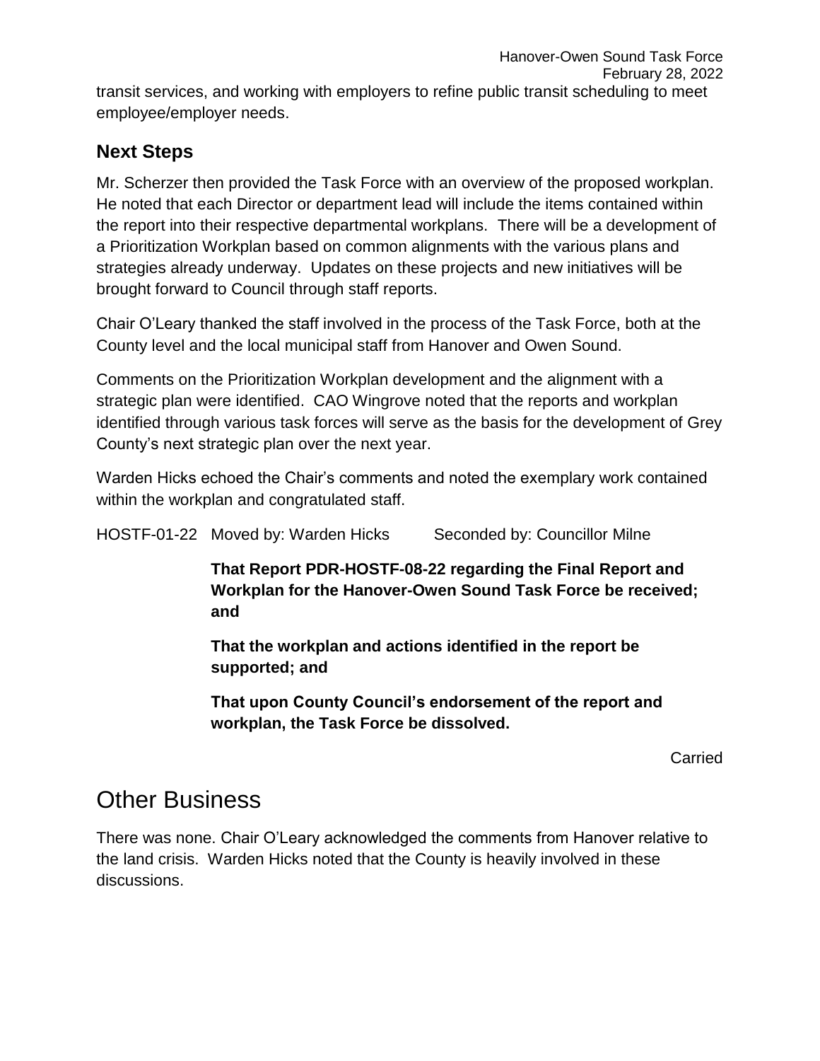transit services, and working with employers to refine public transit scheduling to meet employee/employer needs.

### Next Steps

Mr. Scherzer then provided the Task Force with an overview of the proposed workplan. He noted that each Director or department lead will include the items contained within the report into their respective departmental workplans. There will be a development of a Prioritization Workplan based on common alignments with the various plans and strategies already underway. Updates on these projects and new initiatives will be brought forward to Council through staff reports.

Chair O'Leary thanked the staff involved in the process of the Task Force, both at the County level and the local municipal staff from Hanover and Owen Sound.

Comments on the Prioritization Workplan development and the alignment with a strategic plan were identified. CAO Wingrove noted that the reports and workplan identified through various task forces will serve as the basis for the development of Grey County's next strategic plan over the next year.

Warden Hicks echoed the Chair's comments and noted the exemplary work contained within the workplan and congratulated staff.

HOSTF-01-22 Moved by: Warden Hicks Seconded by: Councillor Milne

**That Report PDR-HOSTF-08-22 regarding the Final Report and Workplan for the Hanover-Owen Sound Task Force be received; and**

**That the workplan and actions identified in the report be supported; and**

**That upon County Council's endorsement of the report and workplan, the Task Force be dissolved.**

Carried

## Other Business

There was none. Chair O'Leary acknowledged the comments from Hanover relative to the land crisis. Warden Hicks noted that the County is heavily involved in these discussions.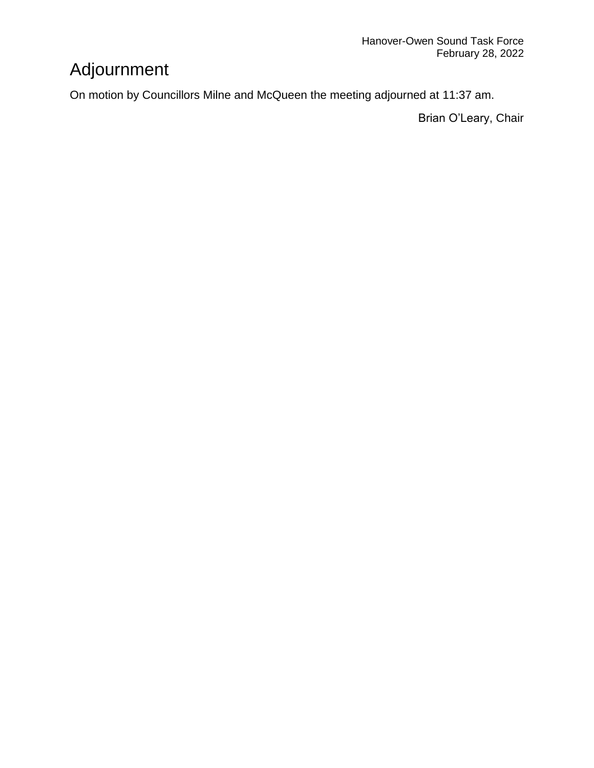# Adjournment

On motion by Councillors Milne and McQueen the meeting adjourned at 11:37 am.

Brian O'Leary, Chair